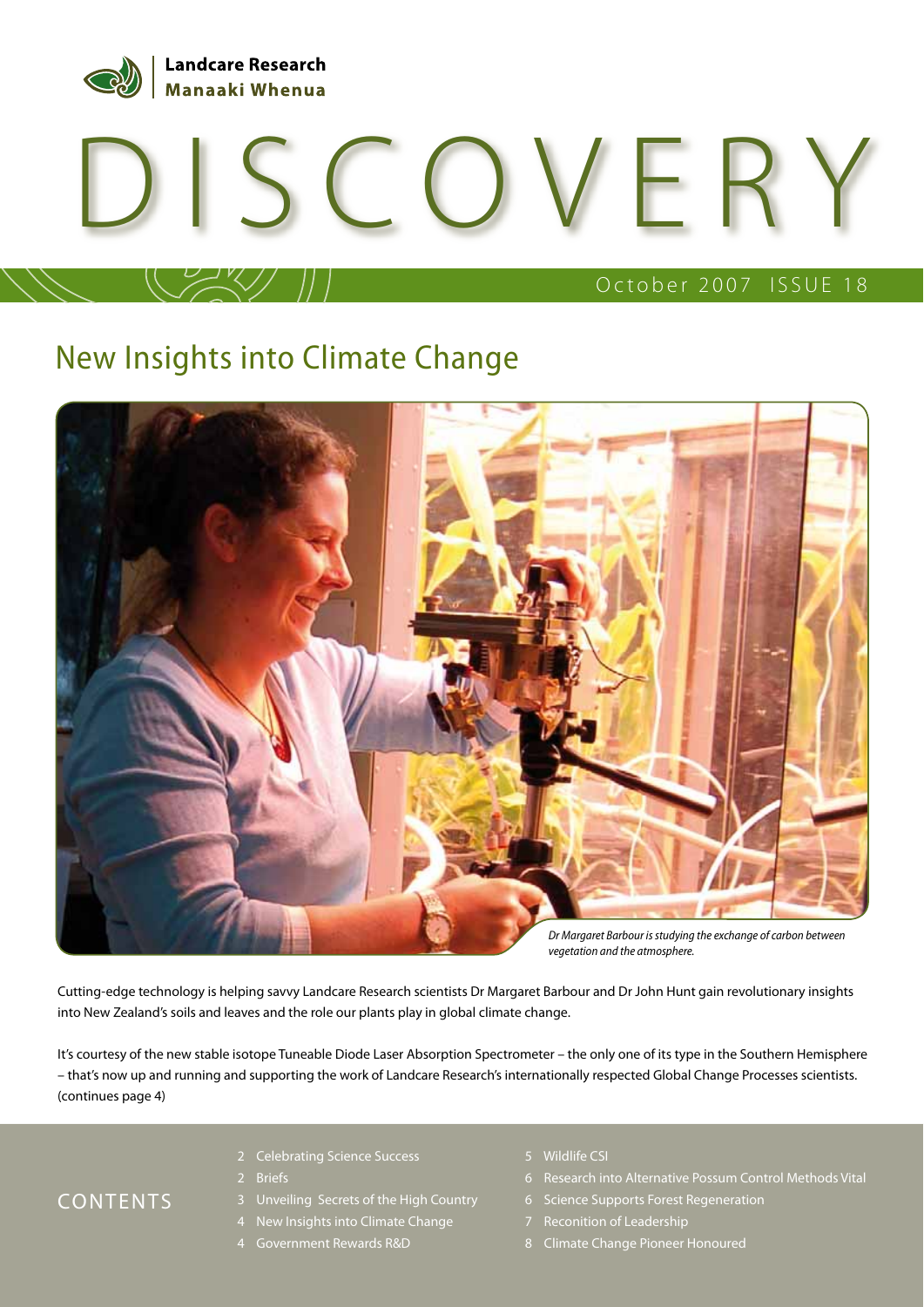Landcare Research
Manaaki Whenua

# DISCOVERY

October 2007 ISSUE 18

## New Insights into Climate Change

*Dr Margaret Barbour is studying the exchange of carbon between vegetation and the atmosphere.*

Cutting-edge technology is helping savvy Landcare Research scientists Dr Margaret Barbour and Dr John Hunt gain revolutionary insights into New Zealand's soils and leaves and the role our plants play in global climate change.

It's courtesy of the new stable isotope Tuneable Diode Laser Absorption Spectrometer – the only one of its type in the Southern Hemisphere – that's now up and running and supporting the work of Landcare Research's internationally respected Global Change Processes scientists. (continues page 4)

## CONTENTS

- 2 Celebrating Science Success
- 2 Briefs
- 3 Unveiling Secrets of the High Country
- 4 New Insights into Climate Change
- 4 Government Rewards R&D
- 5 Wildlife CSI
- 6 Research into Alternative Possum Control Methods Vital
- 6 Science Supports Forest Regeneration
- 7 Reconition of Leadership
- 8 Climate Change Pioneer Honoured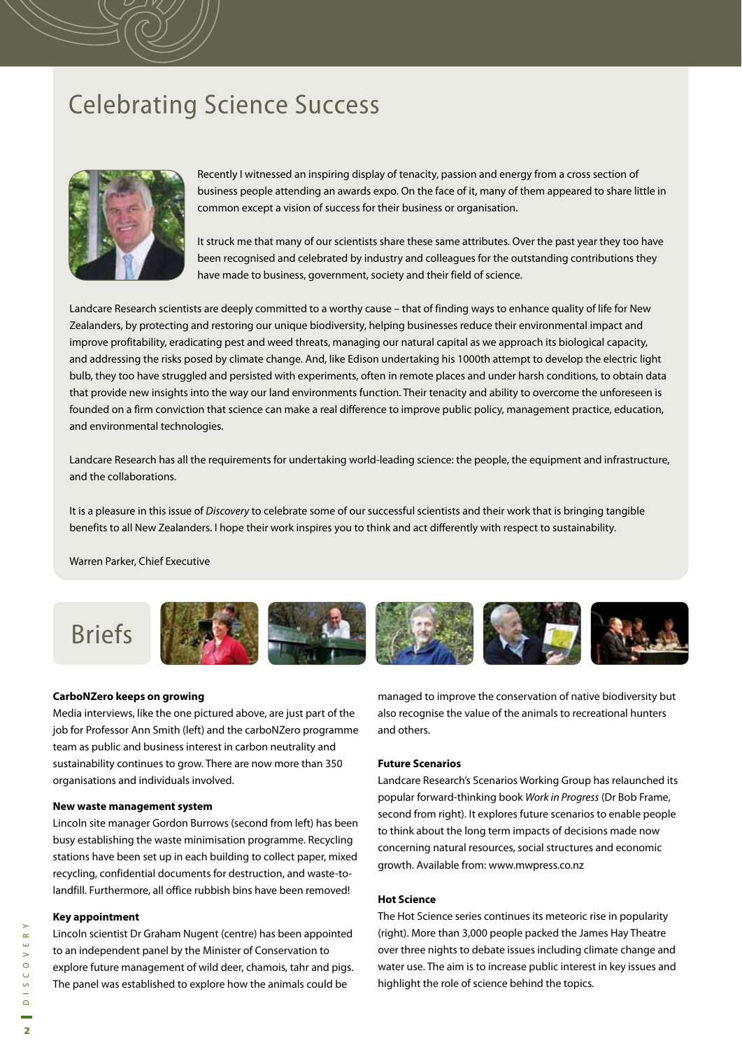# Celebrating Science Success

Recently I witnessed an inspiring display of tenacity, passion and energy from a cross section of business people attending an awards expo. On the face of it, many of them appeared to share little in common except a vision of success for their business or organisation.

It struck me that many of our scientists share these same attributes. Over the past year they too have been recognised and celebrated by industry and colleagues for the outstanding contributions they have made to business, government, society and their field of science.

Landcare Research scientists are deeply committed to a worthy cause – that of finding ways to enhance quality of life for New Zealanders, by protecting and restoring our unique biodiversity, helping businesses reduce their environmental impact and improve profitability, eradicating pest and weed threats, managing our natural capital as we approach its biological capacity, and addressing the risks posed by climate change. And, like Edison undertaking his 1000th attempt to develop the electric light bulb, they too have struggled and persisted with experiments, often in remote places and under harsh conditions, to obtain data that provide new insights into the way our land environments function. Their tenacity and ability to overcome the unforeseen is founded on a firm conviction that science can make a real difference to improve public policy, management practice, education, and environmental technologies.

Landcare Research has all the requirements for undertaking world-leading science: the people, the equipment and infrastructure, and the collaborations.

It is a pleasure in this issue of *Discovery* to celebrate some of our successful scientists and their work that is bringing tangible benefits to all New Zealanders. I hope their work inspires you to think and act differently with respect to sustainability.

Warren Parker, Chief Executive

# Briefs

**CarboNZero keeps on growing**

Media interviews, like the one pictured above, are just part of the job for Professor Ann Smith (left) and the carboNZero programme team as public and business interest in carbon neutrality and sustainability continues to grow. There are now more than 350 organisations and individuals involved.

**New waste management system**

Lincoln site manager Gordon Burrows (second from left) has been busy establishing the waste minimisation programme. Recycling stations have been set up in each building to collect paper, mixed recycling, confidential documents for destruction, and waste-to-landfill. Furthermore, all office rubbish bins have been removed!

**Key appointment**

Lincoln scientist Dr Graham Nugent (centre) has been appointed to an independent panel by the Minister of Conservation to explore future management of wild deer, chamois, tahr and pigs. The panel was established to explore how the animals could be managed to improve the conservation of native biodiversity but also recognise the value of the animals to recreational hunters and others.

**Future Scenarios**

Landcare Research's Scenarios Working Group has relaunched its popular forward-thinking book *Work in Progress* (Dr Bob Frame, second from right). It explores future scenarios to enable people to think about the long term impacts of decisions made now concerning natural resources, social structures and economic growth. Available from: www.mwpress.co.nz

**Hot Science**

The Hot Science series continues its meteoric rise in popularity (right). More than 3,000 people packed the James Hay Theatre over three nights to debate issues including climate change and water use. The aim is to increase public interest in key issues and highlight the role of science behind the topics.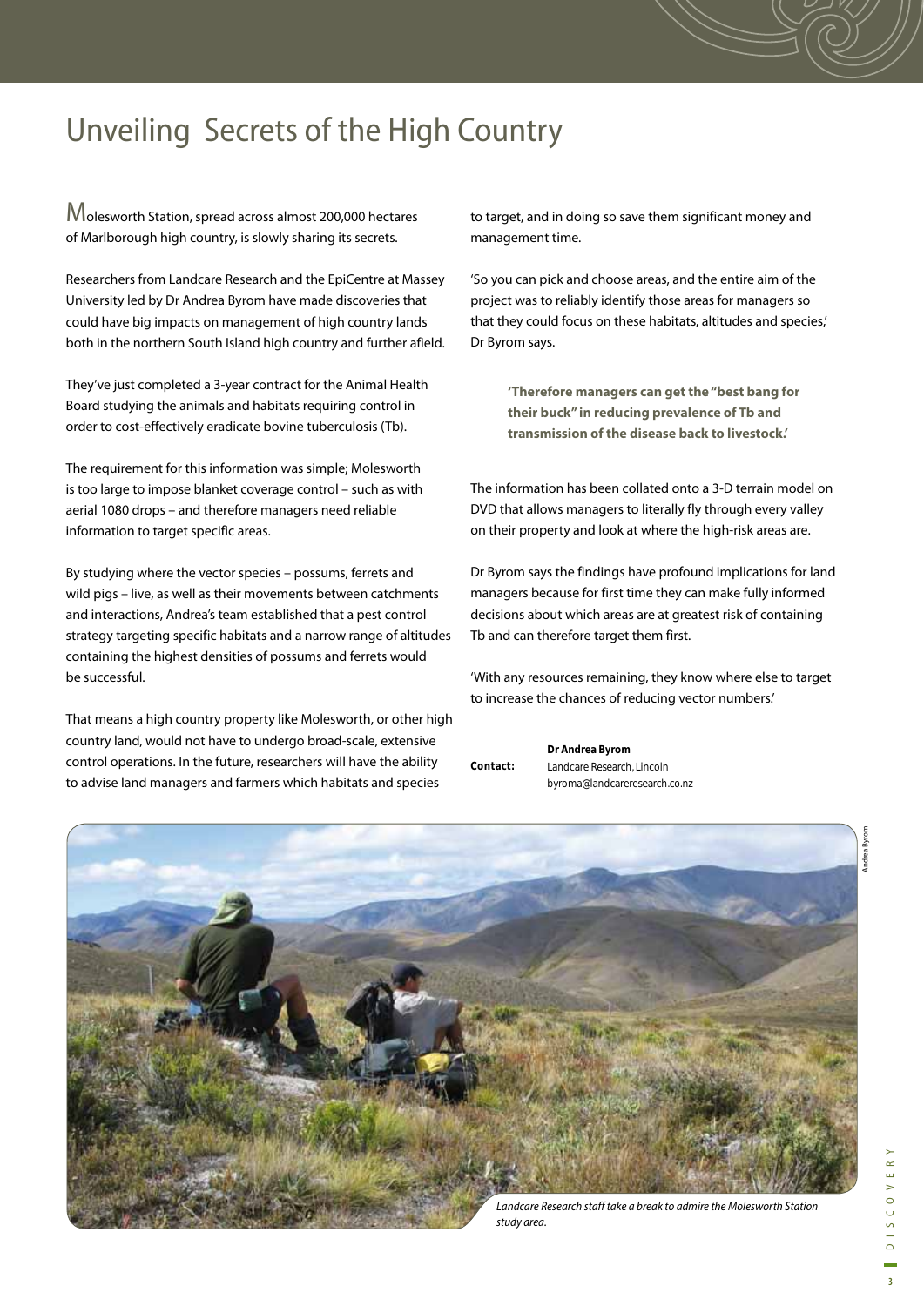# Unveiling Secrets of the High Country

Molesworth Station, spread across almost 200,000 hectares of Marlborough high country, is slowly sharing its secrets.

Researchers from Landcare Research and the EpiCentre at Massey University led by Dr Andrea Byrom have made discoveries that could have big impacts on management of high country lands both in the northern South Island high country and further afield.

They've just completed a 3-year contract for the Animal Health Board studying the animals and habitats requiring control in order to cost-effectively eradicate bovine tuberculosis (Tb).

The requirement for this information was simple; Molesworth is too large to impose blanket coverage control – such as with aerial 1080 drops – and therefore managers need reliable information to target specific areas.

By studying where the vector species – possums, ferrets and wild pigs – live, as well as their movements between catchments and interactions, Andrea's team established that a pest control strategy targeting specific habitats and a narrow range of altitudes containing the highest densities of possums and ferrets would be successful.

That means a high country property like Molesworth, or other high country land, would not have to undergo broad-scale, extensive control operations. In the future, researchers will have the ability to advise land managers and farmers which habitats and species to target, and in doing so save them significant money and management time.

'So you can pick and choose areas, and the entire aim of the project was to reliably identify those areas for managers so that they could focus on these habitats, altitudes and species,' Dr Byrom says.

**'Therefore managers can get the "best bang for their buck" in reducing prevalence of Tb and transmission of the disease back to livestock.'**

The information has been collated onto a 3-D terrain model on DVD that allows managers to literally fly through every valley on their property and look at where the high-risk areas are.

Dr Byrom says the findings have profound implications for land managers because for first time they can make fully informed decisions about which areas are at greatest risk of containing Tb and can therefore target them first.

'With any resources remaining, they know where else to target to increase the chances of reducing vector numbers.'

**Contact:** **Dr Andrea Byrom**
Landcare Research, Lincoln
byroma@landcareresearch.co.nz

*Landcare Research staff take a break to admire the Molesworth Station study area.*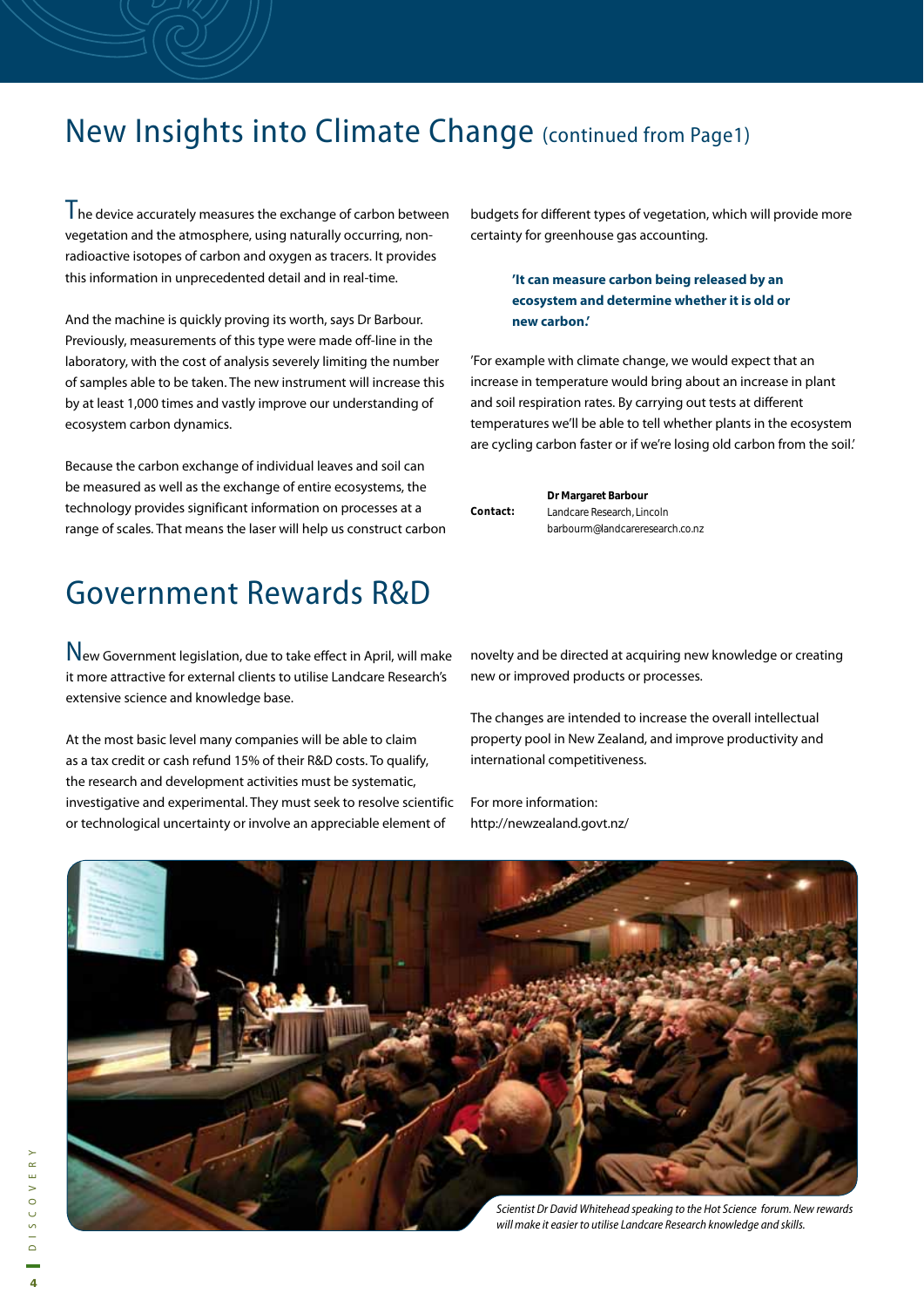# New Insights into Climate Change (continued from Page1)

The device accurately measures the exchange of carbon between vegetation and the atmosphere, using naturally occurring, non-radioactive isotopes of carbon and oxygen as tracers. It provides this information in unprecedented detail and in real-time.

And the machine is quickly proving its worth, says Dr Barbour. Previously, measurements of this type were made off-line in the laboratory, with the cost of analysis severely limiting the number of samples able to be taken. The new instrument will increase this by at least 1,000 times and vastly improve our understanding of ecosystem carbon dynamics.

Because the carbon exchange of individual leaves and soil can be measured as well as the exchange of entire ecosystems, the technology provides significant information on processes at a range of scales. That means the laser will help us construct carbon budgets for different types of vegetation, which will provide more certainty for greenhouse gas accounting.

**'It can measure carbon being released by an ecosystem and determine whether it is old or new carbon.'**

'For example with climate change, we would expect that an increase in temperature would bring about an increase in plant and soil respiration rates. By carrying out tests at different temperatures we'll be able to tell whether plants in the ecosystem are cycling carbon faster or if we're losing old carbon from the soil.'

**Contact:** **Dr Margaret Barbour**
Landcare Research, Lincoln
barbourm@landcareresearch.co.nz

# Government Rewards R&D

New Government legislation, due to take effect in April, will make it more attractive for external clients to utilise Landcare Research's extensive science and knowledge base.

At the most basic level many companies will be able to claim as a tax credit or cash refund 15% of their R&D costs. To qualify, the research and development activities must be systematic, investigative and experimental. They must seek to resolve scientific or technological uncertainty or involve an appreciable element of novelty and be directed at acquiring new knowledge or creating new or improved products or processes.

The changes are intended to increase the overall intellectual property pool in New Zealand, and improve productivity and international competitiveness.

For more information:
http://newzealand.govt.nz/

*Scientist Dr David Whitehead speaking to the Hot Science forum. New rewards will make it easier to utilise Landcare Research knowledge and skills.*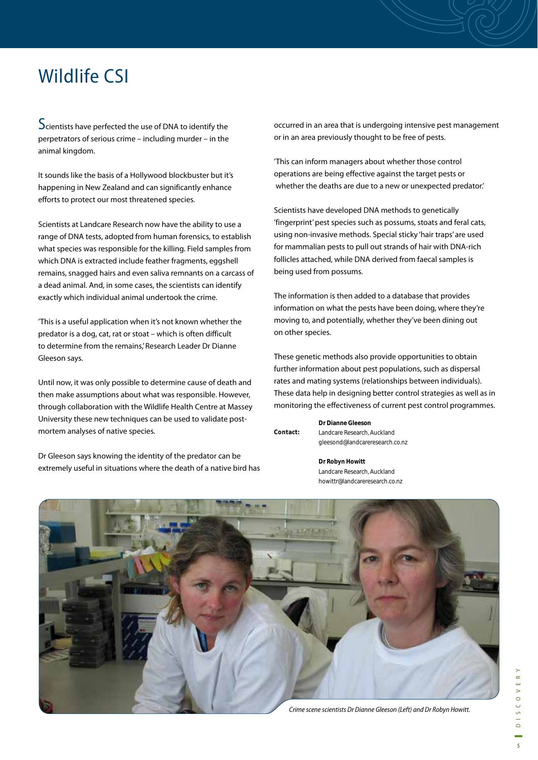# Wildlife CSI

Scientists have perfected the use of DNA to identify the perpetrators of serious crime – including murder – in the animal kingdom.

It sounds like the basis of a Hollywood blockbuster but it's happening in New Zealand and can significantly enhance efforts to protect our most threatened species.

Scientists at Landcare Research now have the ability to use a range of DNA tests, adopted from human forensics, to establish what species was responsible for the killing. Field samples from which DNA is extracted include feather fragments, eggshell remains, snagged hairs and even saliva remnants on a carcass of a dead animal. And, in some cases, the scientists can identify exactly which individual animal undertook the crime.

'This is a useful application when it's not known whether the predator is a dog, cat, rat or stoat – which is often difficult to determine from the remains,' Research Leader Dr Dianne Gleeson says.

Until now, it was only possible to determine cause of death and then make assumptions about what was responsible. However, through collaboration with the Wildlife Health Centre at Massey University these new techniques can be used to validate post-mortem analyses of native species.

Dr Gleeson says knowing the identity of the predator can be extremely useful in situations where the death of a native bird has occurred in an area that is undergoing intensive pest management or in an area previously thought to be free of pests.

'This can inform managers about whether those control operations are being effective against the target pests or whether the deaths are due to a new or unexpected predator.'

Scientists have developed DNA methods to genetically 'fingerprint' pest species such as possums, stoats and feral cats, using non-invasive methods. Special sticky 'hair traps' are used for mammalian pests to pull out strands of hair with DNA-rich follicles attached, while DNA derived from faecal samples is being used from possums.

The information is then added to a database that provides information on what the pests have been doing, where they're moving to, and potentially, whether they've been dining out on other species.

These genetic methods also provide opportunities to obtain further information about pest populations, such as dispersal rates and mating systems (relationships between individuals). These data help in designing better control strategies as well as in monitoring the effectiveness of current pest control programmes.

**Contact:**

**Dr Dianne Gleeson**
Landcare Research, Auckland
gleesond@landcareresearch.co.nz

**Dr Robyn Howitt**
Landcare Research, Auckland
howittr@landcareresearch.co.nz

*Crime scene scientists Dr Dianne Gleeson (Left) and Dr Robyn Howitt.*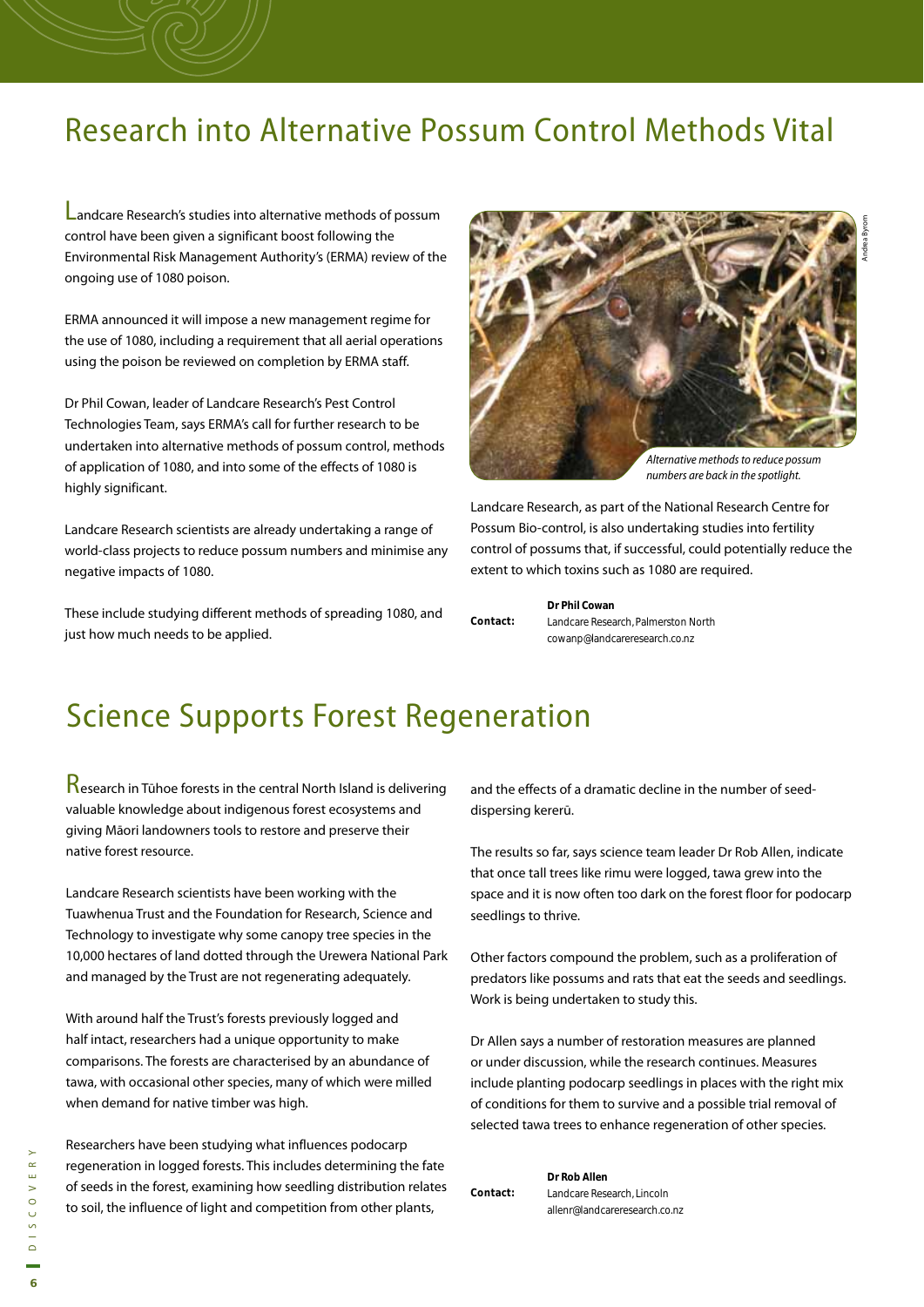# Research into Alternative Possum Control Methods Vital

Landcare Research's studies into alternative methods of possum control have been given a significant boost following the Environmental Risk Management Authority's (ERMA) review of the ongoing use of 1080 poison.

ERMA announced it will impose a new management regime for the use of 1080, including a requirement that all aerial operations using the poison be reviewed on completion by ERMA staff.

Dr Phil Cowan, leader of Landcare Research's Pest Control Technologies Team, says ERMA's call for further research to be undertaken into alternative methods of possum control, methods of application of 1080, and into some of the effects of 1080 is highly significant.

Landcare Research scientists are already undertaking a range of world-class projects to reduce possum numbers and minimise any negative impacts of 1080.

These include studying different methods of spreading 1080, and just how much needs to be applied.

*Alternative methods to reduce possum numbers are back in the spotlight.*

Andrea Byrom

Landcare Research, as part of the National Research Centre for Possum Bio-control, is also undertaking studies into fertility control of possums that, if successful, could potentially reduce the extent to which toxins such as 1080 are required.

**Contact:** **Dr Phil Cowan**
Landcare Research, Palmerston North
cowanp@landcareresearch.co.nz

# Science Supports Forest Regeneration

Research in Tūhoe forests in the central North Island is delivering valuable knowledge about indigenous forest ecosystems and giving Māori landowners tools to restore and preserve their native forest resource.

Landcare Research scientists have been working with the Tuawhenua Trust and the Foundation for Research, Science and Technology to investigate why some canopy tree species in the 10,000 hectares of land dotted through the Urewera National Park and managed by the Trust are not regenerating adequately.

With around half the Trust's forests previously logged and half intact, researchers had a unique opportunity to make comparisons. The forests are characterised by an abundance of tawa, with occasional other species, many of which were milled when demand for native timber was high.

Researchers have been studying what influences podocarp regeneration in logged forests. This includes determining the fate of seeds in the forest, examining how seedling distribution relates to soil, the influence of light and competition from other plants, and the effects of a dramatic decline in the number of seed-dispersing kererū.

The results so far, says science team leader Dr Rob Allen, indicate that once tall trees like rimu were logged, tawa grew into the space and it is now often too dark on the forest floor for podocarp seedlings to thrive.

Other factors compound the problem, such as a proliferation of predators like possums and rats that eat the seeds and seedlings. Work is being undertaken to study this.

Dr Allen says a number of restoration measures are planned or under discussion, while the research continues. Measures include planting podocarp seedlings in places with the right mix of conditions for them to survive and a possible trial removal of selected tawa trees to enhance regeneration of other species.

**Contact:** **Dr Rob Allen**
Landcare Research, Lincoln
allenr@landcareresearch.co.nz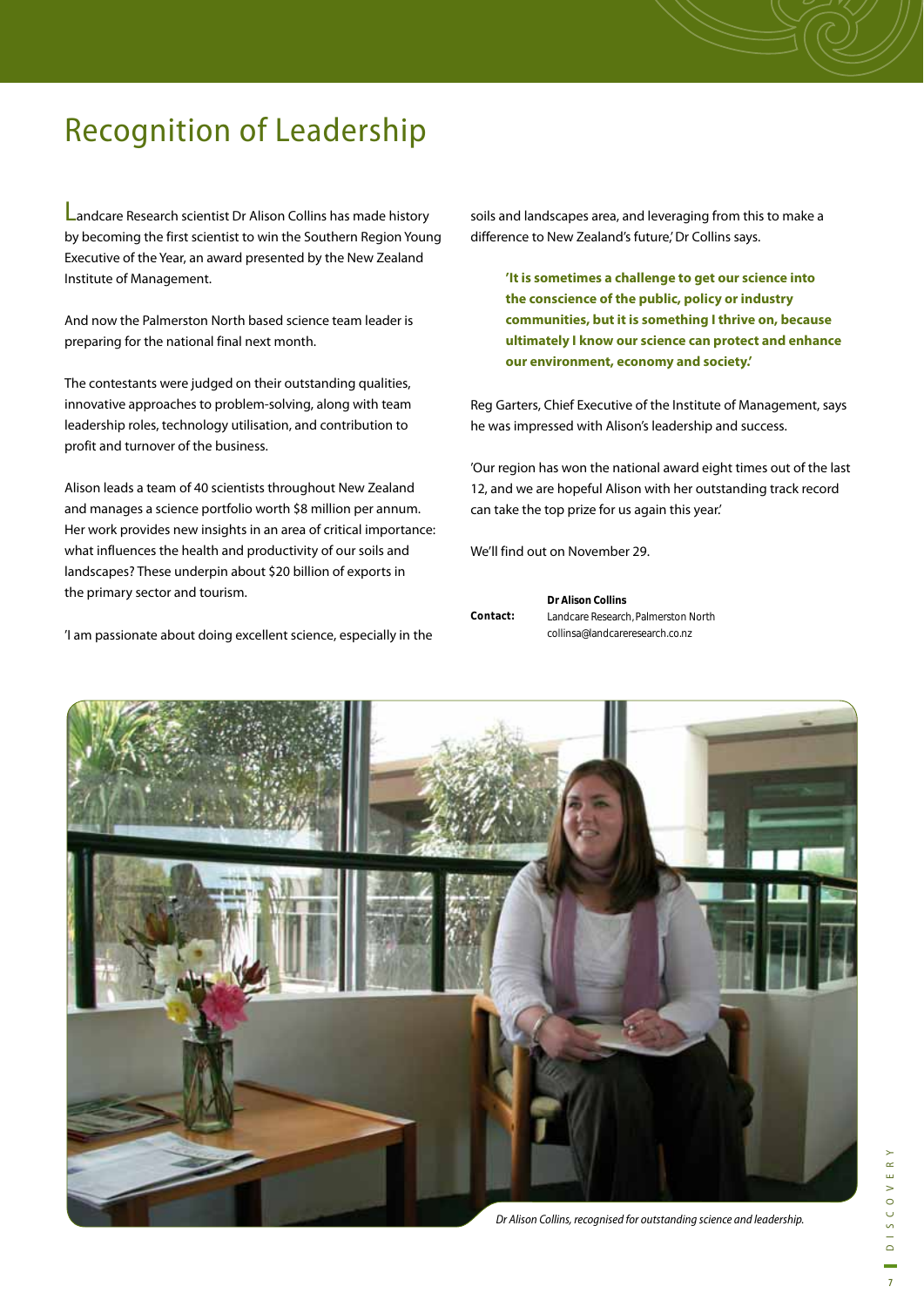# Recognition of Leadership

Landcare Research scientist Dr Alison Collins has made history by becoming the first scientist to win the Southern Region Young Executive of the Year, an award presented by the New Zealand Institute of Management.

And now the Palmerston North based science team leader is preparing for the national final next month.

The contestants were judged on their outstanding qualities, innovative approaches to problem-solving, along with team leadership roles, technology utilisation, and contribution to profit and turnover of the business.

Alison leads a team of 40 scientists throughout New Zealand and manages a science portfolio worth $8 million per annum. Her work provides new insights in an area of critical importance: what influences the health and productivity of our soils and landscapes? These underpin about $20 billion of exports in the primary sector and tourism.

'I am passionate about doing excellent science, especially in the soils and landscapes area, and leveraging from this to make a difference to New Zealand's future,' Dr Collins says.

> **'It is sometimes a challenge to get our science into the conscience of the public, policy or industry communities, but it is something I thrive on, because ultimately I know our science can protect and enhance our environment, economy and society.'**

Reg Garters, Chief Executive of the Institute of Management, says he was impressed with Alison's leadership and success.

'Our region has won the national award eight times out of the last 12, and we are hopeful Alison with her outstanding track record can take the top prize for us again this year.'

We'll find out on November 29.

**Contact:** **Dr Alison Collins**
Landcare Research, Palmerston North
collinsa@landcareresearch.co.nz

*Dr Alison Collins, recognised for outstanding science and leadership.*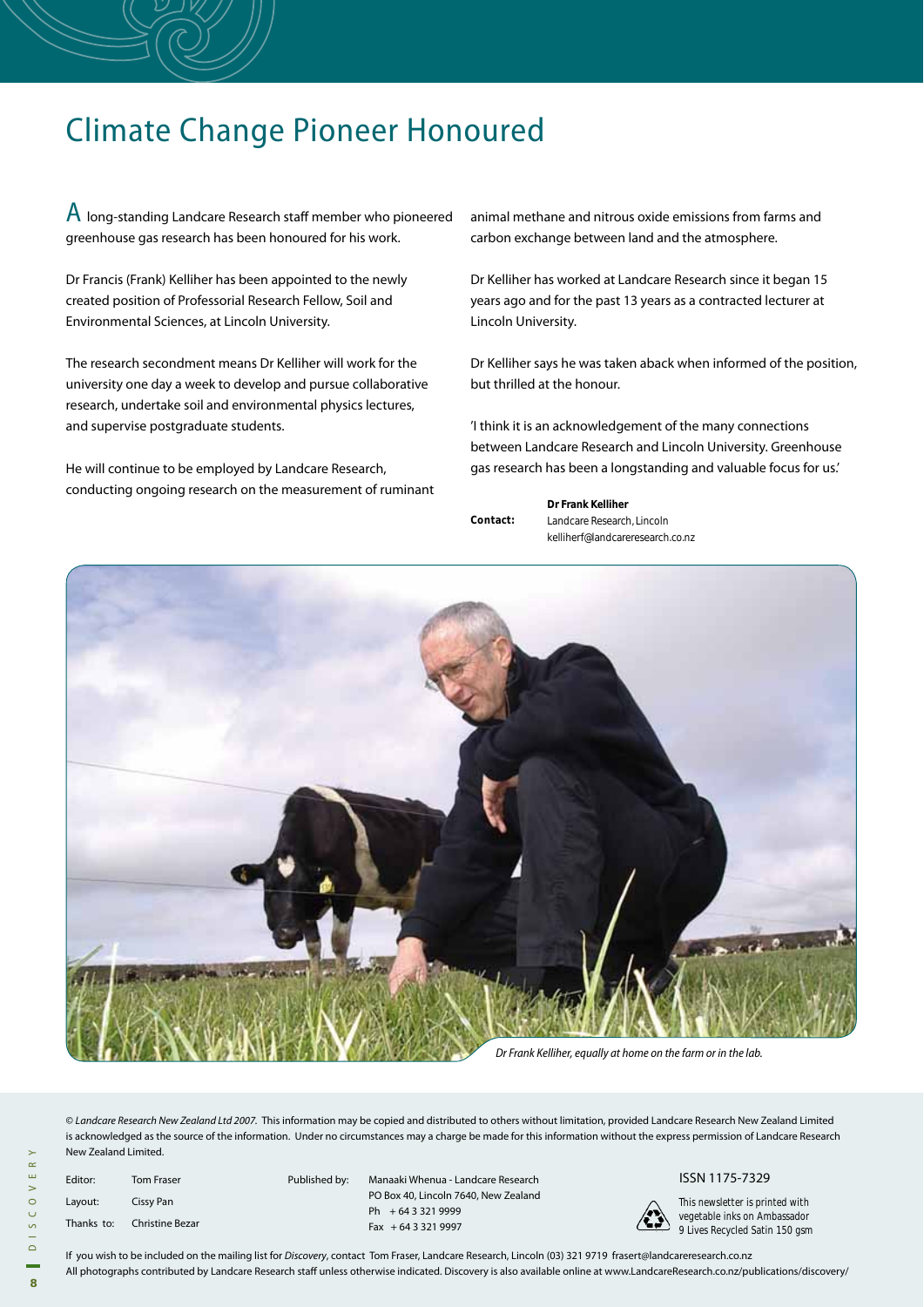# Climate Change Pioneer Honoured

A long-standing Landcare Research staff member who pioneered greenhouse gas research has been honoured for his work.

Dr Francis (Frank) Kelliher has been appointed to the newly created position of Professorial Research Fellow, Soil and Environmental Sciences, at Lincoln University.

The research secondment means Dr Kelliher will work for the university one day a week to develop and pursue collaborative research, undertake soil and environmental physics lectures, and supervise postgraduate students.

He will continue to be employed by Landcare Research, conducting ongoing research on the measurement of ruminant animal methane and nitrous oxide emissions from farms and carbon exchange between land and the atmosphere.

Dr Kelliher has worked at Landcare Research since it began 15 years ago and for the past 13 years as a contracted lecturer at Lincoln University.

Dr Kelliher says he was taken aback when informed of the position, but thrilled at the honour.

'I think it is an acknowledgement of the many connections between Landcare Research and Lincoln University. Greenhouse gas research has been a longstanding and valuable focus for us.'

**Contact:** **Dr Frank Kelliher**
Landcare Research, Lincoln
kelliherf@landcareresearch.co.nz

*Dr Frank Kelliher, equally at home on the farm or in the lab.*

---

*© Landcare Research New Zealand Ltd 2007.* This information may be copied and distributed to others without limitation, provided Landcare Research New Zealand Limited is acknowledged as the source of the information. Under no circumstances may a charge be made for this information without the express permission of Landcare Research New Zealand Limited.

Editor: Tom Fraser
Layout: Cissy Pan
Thanks to: Christine Bezar

Published by: Manaaki Whenua - Landcare Research
PO Box 40, Lincoln 7640, New Zealand
Ph + 64 3 321 9999
Fax + 64 3 321 9997

ISSN 1175-7329

This newsletter is printed with vegetable inks on Ambassador 9 Lives Recycled Satin 150 gsm

If you wish to be included on the mailing list for *Discovery*, contact Tom Fraser, Landcare Research, Lincoln (03) 321 9719 frasert@landcareresearch.co.nz
All photographs contributed by Landcare Research staff unless otherwise indicated. Discovery is also available online at www.LandcareResearch.co.nz/publications/discovery/